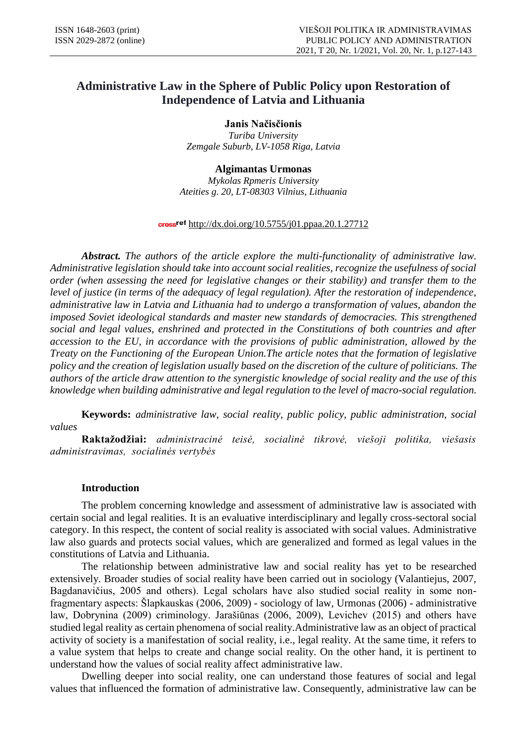# Administrative Law in the Sphere of Public Policy upon Restoration of Independence of Latvia and Lithuania

**Janis Načisčionis**
*Turiba University*
*Zemgale Suburb, LV-1058 Riga, Latvia*

**Algimantas Urmonas**
*Mykolas Rpmeris University*
*Ateities g. 20, LT-08303 Vilnius, Lithuania*

crossref http://dx.doi.org/10.5755/j01.ppaa.20.1.27712

***Abstract.*** *The authors of the article explore the multi-functionality of administrative law. Administrative legislation should take into account social realities, recognize the usefulness of social order (when assessing the need for legislative changes or their stability) and transfer them to the level of justice (in terms of the adequacy of legal regulation). After the restoration of independence, administrative law in Latvia and Lithuania had to undergo a transformation of values, abandon the imposed Soviet ideological standards and master new standards of democracies. This strengthened social and legal values, enshrined and protected in the Constitutions of both countries and after accession to the EU, in accordance with the provisions of public administration, allowed by the Treaty on the Functioning of the European Union.The article notes that the formation of legislative policy and the creation of legislation usually based on the discretion of the culture of politicians. The authors of the article draw attention to the synergistic knowledge of social reality and the use of this knowledge when building administrative and legal regulation to the level of macro-social regulation.*

**Keywords:** *administrative law, social reality, public policy, public administration, social values*

**Raktažodžiai:** *administracinė teisė, socialinė tikrovė, viešoji politika, viešasis administravimas, socialinės vertybės*

## Introduction

The problem concerning knowledge and assessment of administrative law is associated with certain social and legal realities. It is an evaluative interdisciplinary and legally cross-sectoral social category. In this respect, the content of social reality is associated with social values. Administrative law also guards and protects social values, which are generalized and formed as legal values in the constitutions of Latvia and Lithuania.

The relationship between administrative law and social reality has yet to be researched extensively. Broader studies of social reality have been carried out in sociology (Valantiejus, 2007, Bagdanavičius, 2005 and others). Legal scholars have also studied social reality in some non-fragmentary aspects: Šlapkauskas (2006, 2009) - sociology of law, Urmonas (2006) - administrative law, Dobrynina (2009) criminology. Jarašiūnas (2006, 2009), Levichev (2015) and others have studied legal reality as certain phenomena of social reality.Administrative law as an object of practical activity of society is a manifestation of social reality, i.e., legal reality. At the same time, it refers to a value system that helps to create and change social reality. On the other hand, it is pertinent to understand how the values of social reality affect administrative law.

Dwelling deeper into social reality, one can understand those features of social and legal values that influenced the formation of administrative law. Consequently, administrative law can be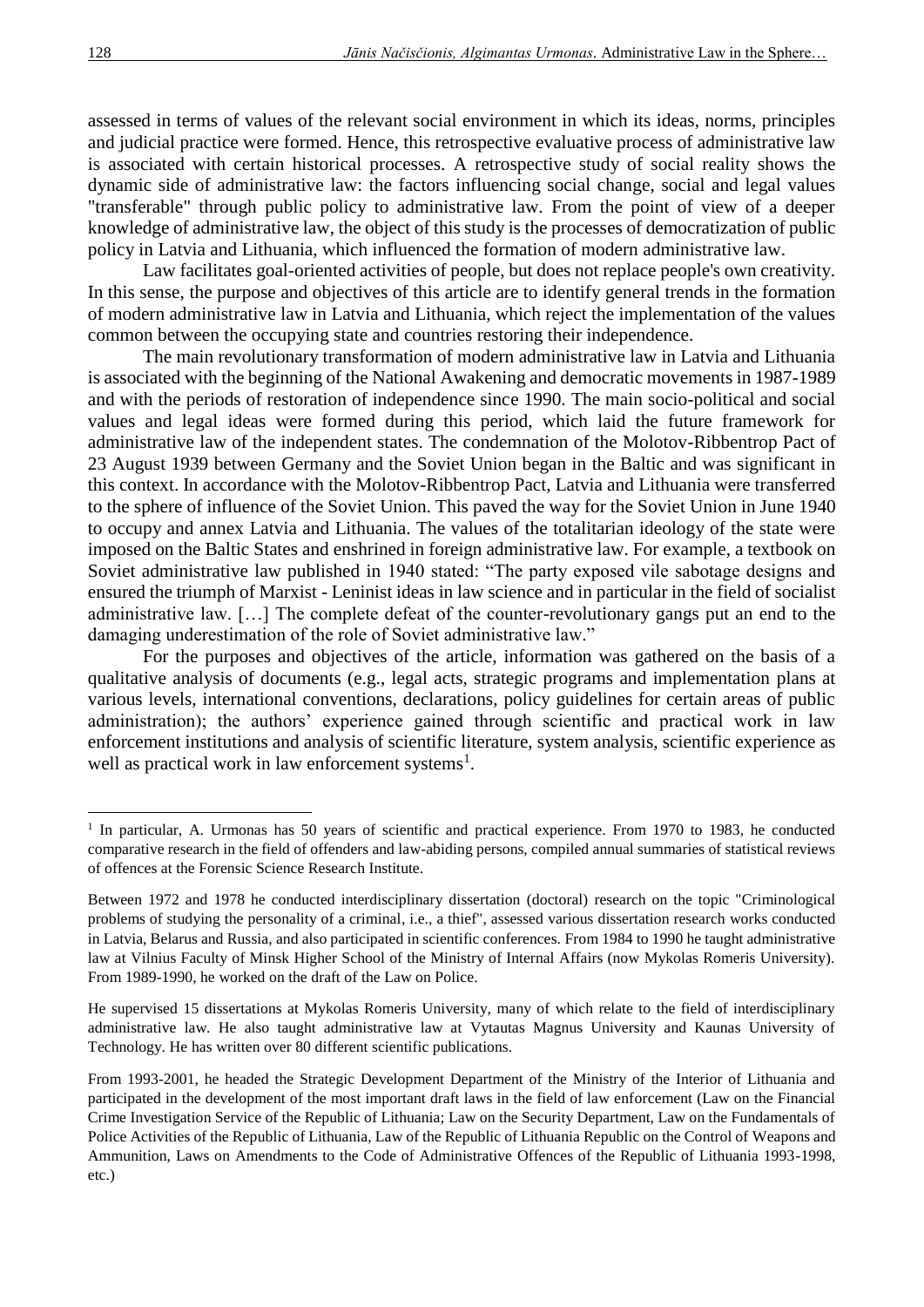assessed in terms of values of the relevant social environment in which its ideas, norms, principles and judicial practice were formed. Hence, this retrospective evaluative process of administrative law is associated with certain historical processes. A retrospective study of social reality shows the dynamic side of administrative law: the factors influencing social change, social and legal values "transferable" through public policy to administrative law. From the point of view of a deeper knowledge of administrative law, the object of this study is the processes of democratization of public policy in Latvia and Lithuania, which influenced the formation of modern administrative law.

Law facilitates goal-oriented activities of people, but does not replace people's own creativity. In this sense, the purpose and objectives of this article are to identify general trends in the formation of modern administrative law in Latvia and Lithuania, which reject the implementation of the values common between the occupying state and countries restoring their independence.

The main revolutionary transformation of modern administrative law in Latvia and Lithuania is associated with the beginning of the National Awakening and democratic movements in 1987-1989 and with the periods of restoration of independence since 1990. The main socio-political and social values and legal ideas were formed during this period, which laid the future framework for administrative law of the independent states. The condemnation of the Molotov-Ribbentrop Pact of 23 August 1939 between Germany and the Soviet Union began in the Baltic and was significant in this context. In accordance with the Molotov-Ribbentrop Pact, Latvia and Lithuania were transferred to the sphere of influence of the Soviet Union. This paved the way for the Soviet Union in June 1940 to occupy and annex Latvia and Lithuania. The values of the totalitarian ideology of the state were imposed on the Baltic States and enshrined in foreign administrative law. For example, a textbook on Soviet administrative law published in 1940 stated: "The party exposed vile sabotage designs and ensured the triumph of Marxist - Leninist ideas in law science and in particular in the field of socialist administrative law. […] The complete defeat of the counter-revolutionary gangs put an end to the damaging underestimation of the role of Soviet administrative law."

For the purposes and objectives of the article, information was gathered on the basis of a qualitative analysis of documents (e.g., legal acts, strategic programs and implementation plans at various levels, international conventions, declarations, policy guidelines for certain areas of public administration); the authors' experience gained through scientific and practical work in law enforcement institutions and analysis of scientific literature, system analysis, scientific experience as well as practical work in law enforcement systems[1].

---

[1] In particular, A. Urmonas has 50 years of scientific and practical experience. From 1970 to 1983, he conducted comparative research in the field of offenders and law-abiding persons, compiled annual summaries of statistical reviews of offences at the Forensic Science Research Institute.

Between 1972 and 1978 he conducted interdisciplinary dissertation (doctoral) research on the topic "Criminological problems of studying the personality of a criminal, i.e., a thief", assessed various dissertation research works conducted in Latvia, Belarus and Russia, and also participated in scientific conferences. From 1984 to 1990 he taught administrative law at Vilnius Faculty of Minsk Higher School of the Ministry of Internal Affairs (now Mykolas Romeris University). From 1989-1990, he worked on the draft of the Law on Police.

He supervised 15 dissertations at Mykolas Romeris University, many of which relate to the field of interdisciplinary administrative law. He also taught administrative law at Vytautas Magnus University and Kaunas University of Technology. He has written over 80 different scientific publications.

From 1993-2001, he headed the Strategic Development Department of the Ministry of the Interior of Lithuania and participated in the development of the most important draft laws in the field of law enforcement (Law on the Financial Crime Investigation Service of the Republic of Lithuania; Law on the Security Department, Law on the Fundamentals of Police Activities of the Republic of Lithuania, Law of the Republic of Lithuania Republic on the Control of Weapons and Ammunition, Laws on Amendments to the Code of Administrative Offences of the Republic of Lithuania 1993-1998, etc.)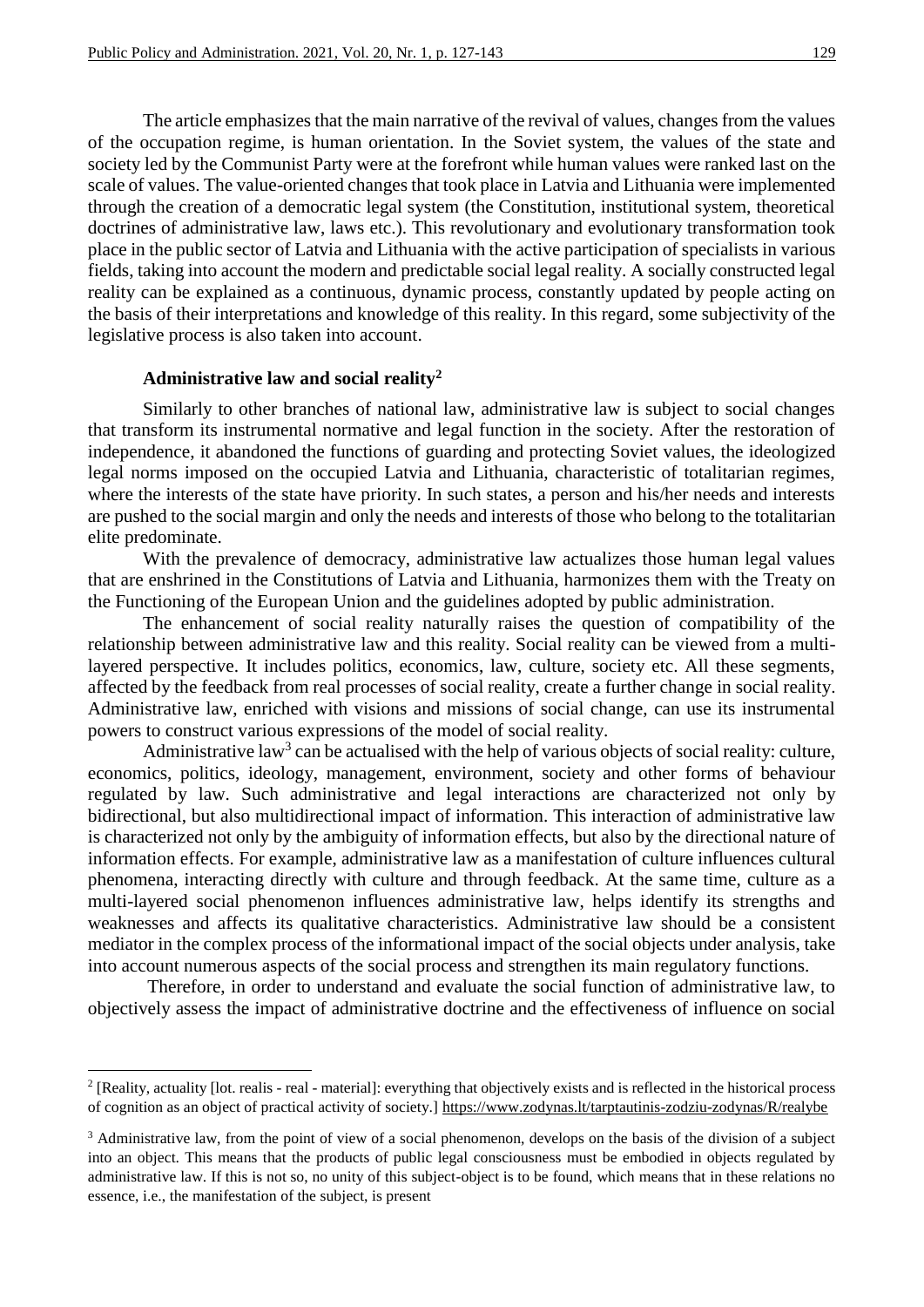The article emphasizes that the main narrative of the revival of values, changes from the values of the occupation regime, is human orientation. In the Soviet system, the values of the state and society led by the Communist Party were at the forefront while human values were ranked last on the scale of values. The value-oriented changes that took place in Latvia and Lithuania were implemented through the creation of a democratic legal system (the Constitution, institutional system, theoretical doctrines of administrative law, laws etc.). This revolutionary and evolutionary transformation took place in the public sector of Latvia and Lithuania with the active participation of specialists in various fields, taking into account the modern and predictable social legal reality. A socially constructed legal reality can be explained as a continuous, dynamic process, constantly updated by people acting on the basis of their interpretations and knowledge of this reality. In this regard, some subjectivity of the legislative process is also taken into account.

### Administrative law and social reality[2]

Similarly to other branches of national law, administrative law is subject to social changes that transform its instrumental normative and legal function in the society. After the restoration of independence, it abandoned the functions of guarding and protecting Soviet values, the ideologized legal norms imposed on the occupied Latvia and Lithuania, characteristic of totalitarian regimes, where the interests of the state have priority. In such states, a person and his/her needs and interests are pushed to the social margin and only the needs and interests of those who belong to the totalitarian elite predominate.

With the prevalence of democracy, administrative law actualizes those human legal values that are enshrined in the Constitutions of Latvia and Lithuania, harmonizes them with the Treaty on the Functioning of the European Union and the guidelines adopted by public administration.

The enhancement of social reality naturally raises the question of compatibility of the relationship between administrative law and this reality. Social reality can be viewed from a multi-layered perspective. It includes politics, economics, law, culture, society etc. All these segments, affected by the feedback from real processes of social reality, create a further change in social reality. Administrative law, enriched with visions and missions of social change, can use its instrumental powers to construct various expressions of the model of social reality.

Administrative law[3] can be actualised with the help of various objects of social reality: culture, economics, politics, ideology, management, environment, society and other forms of behaviour regulated by law. Such administrative and legal interactions are characterized not only by bidirectional, but also multidirectional impact of information. This interaction of administrative law is characterized not only by the ambiguity of information effects, but also by the directional nature of information effects. For example, administrative law as a manifestation of culture influences cultural phenomena, interacting directly with culture and through feedback. At the same time, culture as a multi-layered social phenomenon influences administrative law, helps identify its strengths and weaknesses and affects its qualitative characteristics. Administrative law should be a consistent mediator in the complex process of the informational impact of the social objects under analysis, take into account numerous aspects of the social process and strengthen its main regulatory functions.

Therefore, in order to understand and evaluate the social function of administrative law, to objectively assess the impact of administrative doctrine and the effectiveness of influence on social

---

[2] [Reality, actuality [lot. realis - real - material]: everything that objectively exists and is reflected in the historical process of cognition as an object of practical activity of society.] https://www.zodynas.lt/tarptautinis-zodziu-zodynas/R/realybe

[3] Administrative law, from the point of view of a social phenomenon, develops on the basis of the division of a subject into an object. This means that the products of public legal consciousness must be embodied in objects regulated by administrative law. If this is not so, no unity of this subject-object is to be found, which means that in these relations no essence, i.e., the manifestation of the subject, is present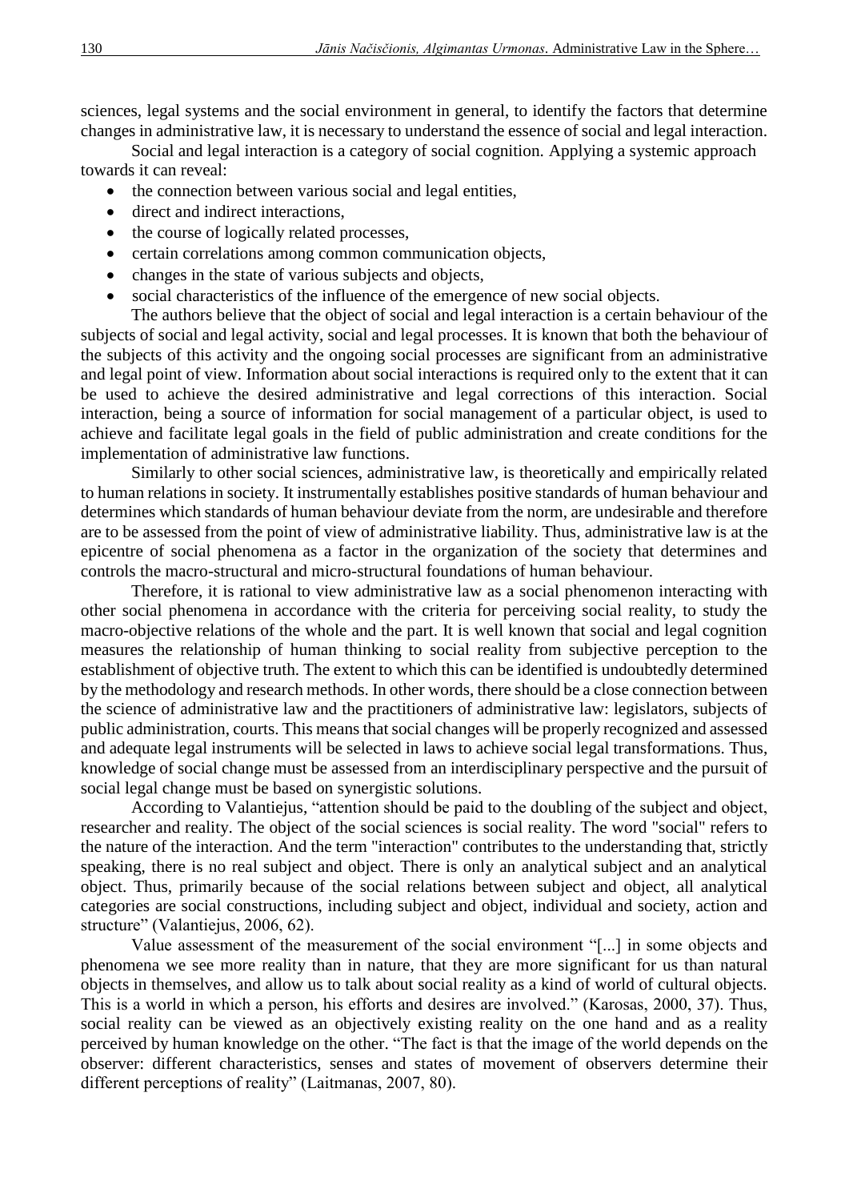sciences, legal systems and the social environment in general, to identify the factors that determine changes in administrative law, it is necessary to understand the essence of social and legal interaction.

Social and legal interaction is a category of social cognition. Applying a systemic approach towards it can reveal:

- the connection between various social and legal entities,
- direct and indirect interactions,
- the course of logically related processes,
- certain correlations among common communication objects,
- changes in the state of various subjects and objects,
- social characteristics of the influence of the emergence of new social objects.

The authors believe that the object of social and legal interaction is a certain behaviour of the subjects of social and legal activity, social and legal processes. It is known that both the behaviour of the subjects of this activity and the ongoing social processes are significant from an administrative and legal point of view. Information about social interactions is required only to the extent that it can be used to achieve the desired administrative and legal corrections of this interaction. Social interaction, being a source of information for social management of a particular object, is used to achieve and facilitate legal goals in the field of public administration and create conditions for the implementation of administrative law functions.

Similarly to other social sciences, administrative law, is theoretically and empirically related to human relations in society. It instrumentally establishes positive standards of human behaviour and determines which standards of human behaviour deviate from the norm, are undesirable and therefore are to be assessed from the point of view of administrative liability. Thus, administrative law is at the epicentre of social phenomena as a factor in the organization of the society that determines and controls the macro-structural and micro-structural foundations of human behaviour.

Therefore, it is rational to view administrative law as a social phenomenon interacting with other social phenomena in accordance with the criteria for perceiving social reality, to study the macro-objective relations of the whole and the part. It is well known that social and legal cognition measures the relationship of human thinking to social reality from subjective perception to the establishment of objective truth. The extent to which this can be identified is undoubtedly determined by the methodology and research methods. In other words, there should be a close connection between the science of administrative law and the practitioners of administrative law: legislators, subjects of public administration, courts. This means that social changes will be properly recognized and assessed and adequate legal instruments will be selected in laws to achieve social legal transformations. Thus, knowledge of social change must be assessed from an interdisciplinary perspective and the pursuit of social legal change must be based on synergistic solutions.

According to Valantiejus, "attention should be paid to the doubling of the subject and object, researcher and reality. The object of the social sciences is social reality. The word "social" refers to the nature of the interaction. And the term "interaction" contributes to the understanding that, strictly speaking, there is no real subject and object. There is only an analytical subject and an analytical object. Thus, primarily because of the social relations between subject and object, all analytical categories are social constructions, including subject and object, individual and society, action and structure" (Valantiejus, 2006, 62).

Value assessment of the measurement of the social environment "[...] in some objects and phenomena we see more reality than in nature, that they are more significant for us than natural objects in themselves, and allow us to talk about social reality as a kind of world of cultural objects. This is a world in which a person, his efforts and desires are involved." (Karosas, 2000, 37). Thus, social reality can be viewed as an objectively existing reality on the one hand and as a reality perceived by human knowledge on the other. "The fact is that the image of the world depends on the observer: different characteristics, senses and states of movement of observers determine their different perceptions of reality" (Laitmanas, 2007, 80).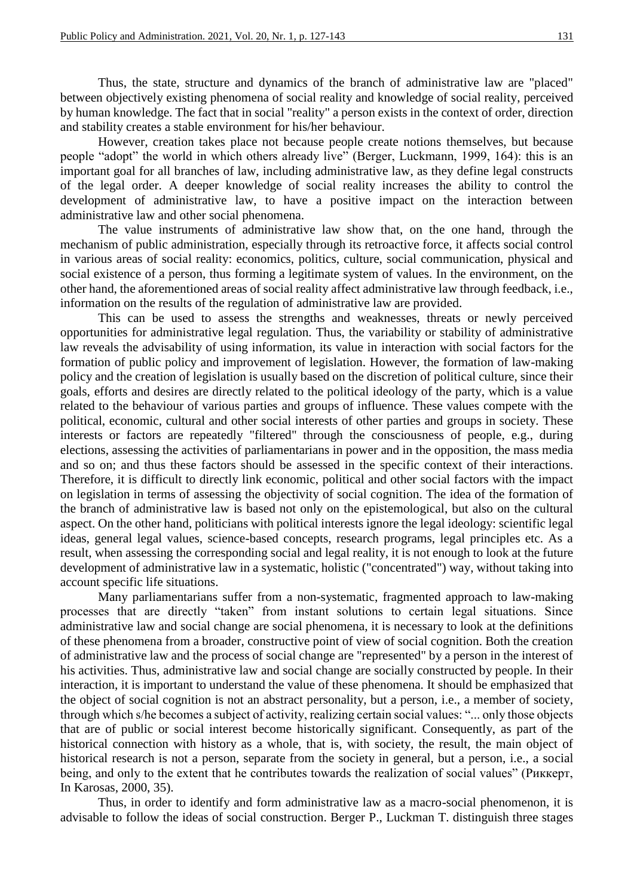Thus, the state, structure and dynamics of the branch of administrative law are "placed" between objectively existing phenomena of social reality and knowledge of social reality, perceived by human knowledge. The fact that in social "reality" a person exists in the context of order, direction and stability creates a stable environment for his/her behaviour.

However, creation takes place not because people create notions themselves, but because people "adopt" the world in which others already live" (Berger, Luckmann, 1999, 164): this is an important goal for all branches of law, including administrative law, as they define legal constructs of the legal order. A deeper knowledge of social reality increases the ability to control the development of administrative law, to have a positive impact on the interaction between administrative law and other social phenomena.

The value instruments of administrative law show that, on the one hand, through the mechanism of public administration, especially through its retroactive force, it affects social control in various areas of social reality: economics, politics, culture, social communication, physical and social existence of a person, thus forming a legitimate system of values. In the environment, on the other hand, the aforementioned areas of social reality affect administrative law through feedback, i.e., information on the results of the regulation of administrative law are provided.

This can be used to assess the strengths and weaknesses, threats or newly perceived opportunities for administrative legal regulation. Thus, the variability or stability of administrative law reveals the advisability of using information, its value in interaction with social factors for the formation of public policy and improvement of legislation. However, the formation of law-making policy and the creation of legislation is usually based on the discretion of political culture, since their goals, efforts and desires are directly related to the political ideology of the party, which is a value related to the behaviour of various parties and groups of influence. These values compete with the political, economic, cultural and other social interests of other parties and groups in society. These interests or factors are repeatedly "filtered" through the consciousness of people, e.g., during elections, assessing the activities of parliamentarians in power and in the opposition, the mass media and so on; and thus these factors should be assessed in the specific context of their interactions. Therefore, it is difficult to directly link economic, political and other social factors with the impact on legislation in terms of assessing the objectivity of social cognition. The idea of the formation of the branch of administrative law is based not only on the epistemological, but also on the cultural aspect. On the other hand, politicians with political interests ignore the legal ideology: scientific legal ideas, general legal values, science-based concepts, research programs, legal principles etc. As a result, when assessing the corresponding social and legal reality, it is not enough to look at the future development of administrative law in a systematic, holistic ("concentrated") way, without taking into account specific life situations.

Many parliamentarians suffer from a non-systematic, fragmented approach to law-making processes that are directly "taken" from instant solutions to certain legal situations. Since administrative law and social change are social phenomena, it is necessary to look at the definitions of these phenomena from a broader, constructive point of view of social cognition. Both the creation of administrative law and the process of social change are "represented" by a person in the interest of his activities. Thus, administrative law and social change are socially constructed by people. In their interaction, it is important to understand the value of these phenomena. It should be emphasized that the object of social cognition is not an abstract personality, but a person, i.e., a member of society, through which s/he becomes a subject of activity, realizing certain social values: "... only those objects that are of public or social interest become historically significant. Consequently, as part of the historical connection with history as a whole, that is, with society, the result, the main object of historical research is not a person, separate from the society in general, but a person, i.e., a social being, and only to the extent that he contributes towards the realization of social values" (Риккерт, In Karosas, 2000, 35).

Thus, in order to identify and form administrative law as a macro-social phenomenon, it is advisable to follow the ideas of social construction. Berger P., Luckman T. distinguish three stages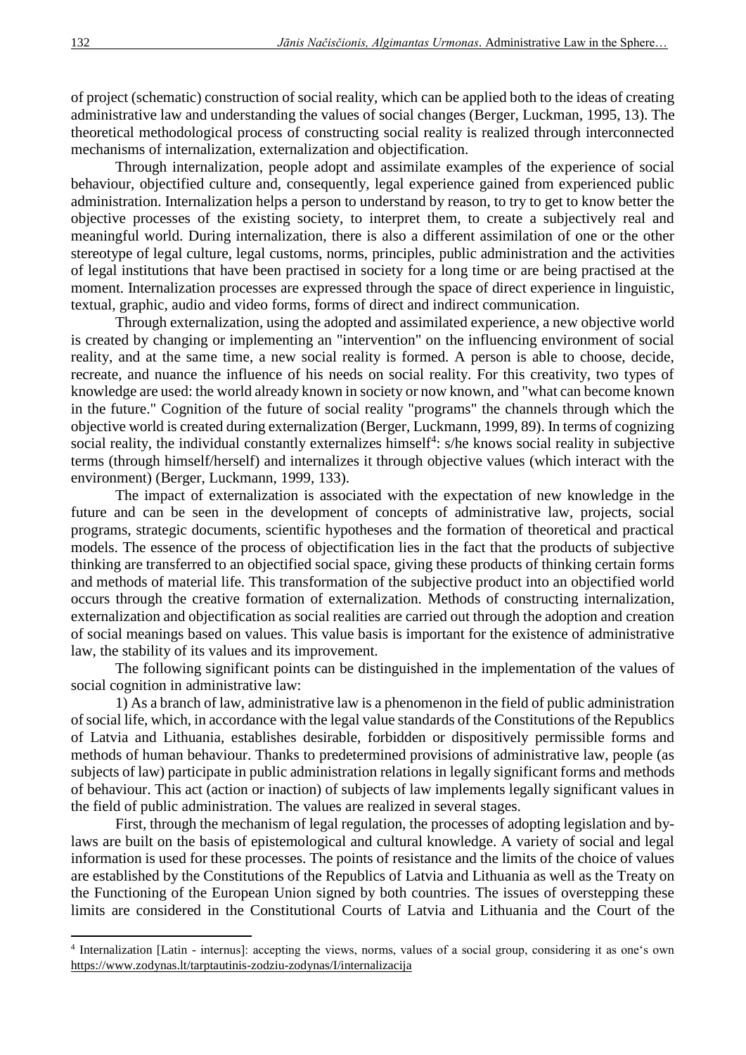of project (schematic) construction of social reality, which can be applied both to the ideas of creating administrative law and understanding the values of social changes (Berger, Luckman, 1995, 13). The theoretical methodological process of constructing social reality is realized through interconnected mechanisms of internalization, externalization and objectification.

Through internalization, people adopt and assimilate examples of the experience of social behaviour, objectified culture and, consequently, legal experience gained from experienced public administration. Internalization helps a person to understand by reason, to try to get to know better the objective processes of the existing society, to interpret them, to create a subjectively real and meaningful world. During internalization, there is also a different assimilation of one or the other stereotype of legal culture, legal customs, norms, principles, public administration and the activities of legal institutions that have been practised in society for a long time or are being practised at the moment. Internalization processes are expressed through the space of direct experience in linguistic, textual, graphic, audio and video forms, forms of direct and indirect communication.

Through externalization, using the adopted and assimilated experience, a new objective world is created by changing or implementing an "intervention" on the influencing environment of social reality, and at the same time, a new social reality is formed. A person is able to choose, decide, recreate, and nuance the influence of his needs on social reality. For this creativity, two types of knowledge are used: the world already known in society or now known, and "what can become known in the future." Cognition of the future of social reality "programs" the channels through which the objective world is created during externalization (Berger, Luckmann, 1999, 89). In terms of cognizing social reality, the individual constantly externalizes himself[4]: s/he knows social reality in subjective terms (through himself/herself) and internalizes it through objective values (which interact with the environment) (Berger, Luckmann, 1999, 133).

The impact of externalization is associated with the expectation of new knowledge in the future and can be seen in the development of concepts of administrative law, projects, social programs, strategic documents, scientific hypotheses and the formation of theoretical and practical models. The essence of the process of objectification lies in the fact that the products of subjective thinking are transferred to an objectified social space, giving these products of thinking certain forms and methods of material life. This transformation of the subjective product into an objectified world occurs through the creative formation of externalization. Methods of constructing internalization, externalization and objectification as social realities are carried out through the adoption and creation of social meanings based on values. This value basis is important for the existence of administrative law, the stability of its values and its improvement.

The following significant points can be distinguished in the implementation of the values of social cognition in administrative law:

1) As a branch of law, administrative law is a phenomenon in the field of public administration of social life, which, in accordance with the legal value standards of the Constitutions of the Republics of Latvia and Lithuania, establishes desirable, forbidden or dispositively permissible forms and methods of human behaviour. Thanks to predetermined provisions of administrative law, people (as subjects of law) participate in public administration relations in legally significant forms and methods of behaviour. This act (action or inaction) of subjects of law implements legally significant values in the field of public administration. The values are realized in several stages.

First, through the mechanism of legal regulation, the processes of adopting legislation and by-laws are built on the basis of epistemological and cultural knowledge. A variety of social and legal information is used for these processes. The points of resistance and the limits of the choice of values are established by the Constitutions of the Republics of Latvia and Lithuania as well as the Treaty on the Functioning of the European Union signed by both countries. The issues of overstepping these limits are considered in the Constitutional Courts of Latvia and Lithuania and the Court of the

---

[4] Internalization [Latin - internus]: accepting the views, norms, values of a social group, considering it as one's own https://www.zodynas.lt/tarptautinis-zodziu-zodynas/I/internalizacija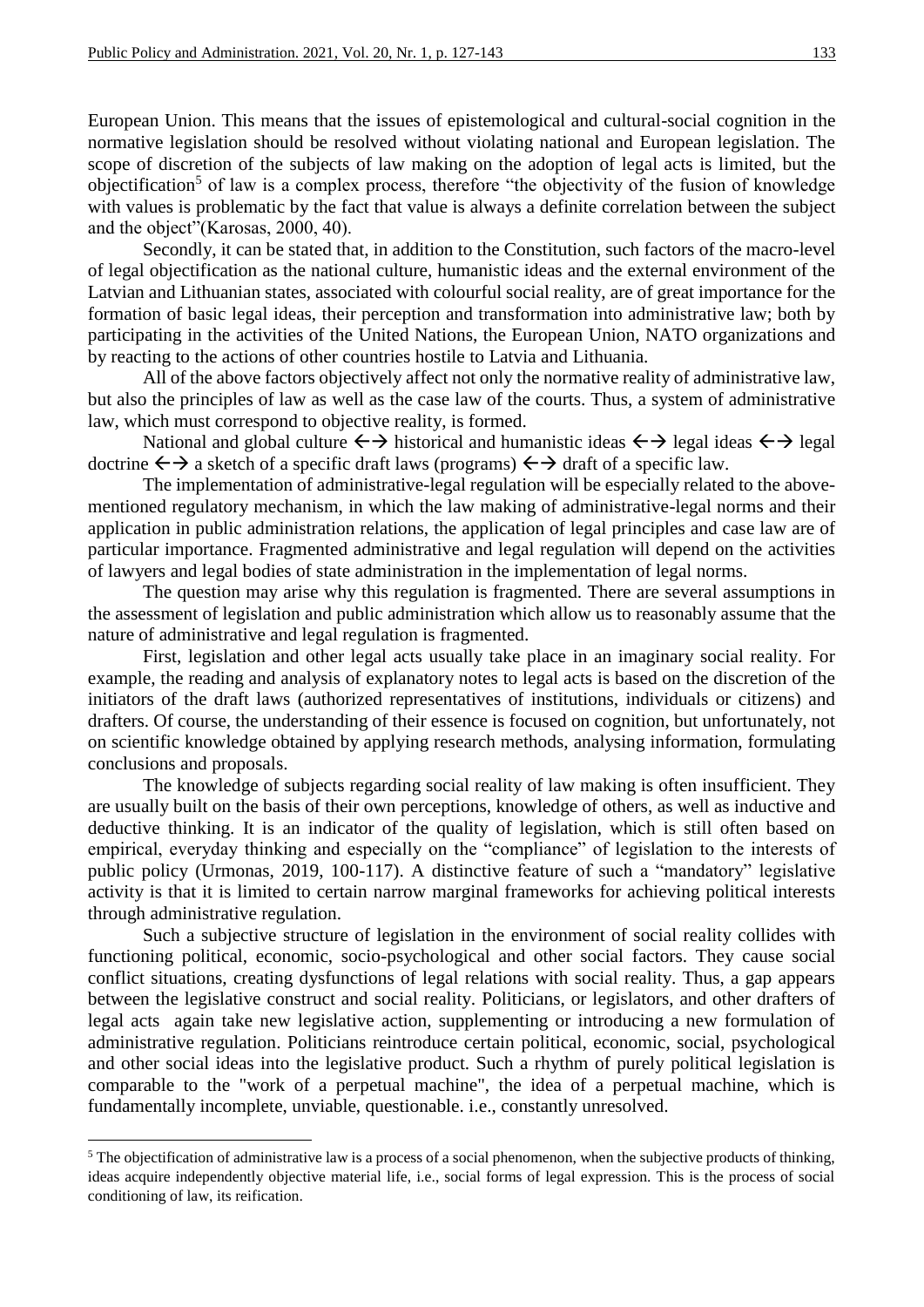European Union. This means that the issues of epistemological and cultural-social cognition in the normative legislation should be resolved without violating national and European legislation. The scope of discretion of the subjects of law making on the adoption of legal acts is limited, but the objectification[5] of law is a complex process, therefore "the objectivity of the fusion of knowledge with values is problematic by the fact that value is always a definite correlation between the subject and the object"(Karosas, 2000, 40).

Secondly, it can be stated that, in addition to the Constitution, such factors of the macro-level of legal objectification as the national culture, humanistic ideas and the external environment of the Latvian and Lithuanian states, associated with colourful social reality, are of great importance for the formation of basic legal ideas, their perception and transformation into administrative law; both by participating in the activities of the United Nations, the European Union, NATO organizations and by reacting to the actions of other countries hostile to Latvia and Lithuania.

All of the above factors objectively affect not only the normative reality of administrative law, but also the principles of law as well as the case law of the courts. Thus, a system of administrative law, which must correspond to objective reality, is formed.

National and global culture ←→ historical and humanistic ideas ←→ legal ideas ←→ legal doctrine ←→ a sketch of a specific draft laws (programs) ←→ draft of a specific law.

The implementation of administrative-legal regulation will be especially related to the above-mentioned regulatory mechanism, in which the law making of administrative-legal norms and their application in public administration relations, the application of legal principles and case law are of particular importance. Fragmented administrative and legal regulation will depend on the activities of lawyers and legal bodies of state administration in the implementation of legal norms.

The question may arise why this regulation is fragmented. There are several assumptions in the assessment of legislation and public administration which allow us to reasonably assume that the nature of administrative and legal regulation is fragmented.

First, legislation and other legal acts usually take place in an imaginary social reality. For example, the reading and analysis of explanatory notes to legal acts is based on the discretion of the initiators of the draft laws (authorized representatives of institutions, individuals or citizens) and drafters. Of course, the understanding of their essence is focused on cognition, but unfortunately, not on scientific knowledge obtained by applying research methods, analysing information, formulating conclusions and proposals.

The knowledge of subjects regarding social reality of law making is often insufficient. They are usually built on the basis of their own perceptions, knowledge of others, as well as inductive and deductive thinking. It is an indicator of the quality of legislation, which is still often based on empirical, everyday thinking and especially on the "compliance" of legislation to the interests of public policy (Urmonas, 2019, 100-117). A distinctive feature of such a "mandatory" legislative activity is that it is limited to certain narrow marginal frameworks for achieving political interests through administrative regulation.

Such a subjective structure of legislation in the environment of social reality collides with functioning political, economic, socio-psychological and other social factors. They cause social conflict situations, creating dysfunctions of legal relations with social reality. Thus, a gap appears between the legislative construct and social reality. Politicians, or legislators, and other drafters of legal acts again take new legislative action, supplementing or introducing a new formulation of administrative regulation. Politicians reintroduce certain political, economic, social, psychological and other social ideas into the legislative product. Such a rhythm of purely political legislation is comparable to the "work of a perpetual machine", the idea of a perpetual machine, which is fundamentally incomplete, unviable, questionable. i.e., constantly unresolved.

---

[5] The objectification of administrative law is a process of a social phenomenon, when the subjective products of thinking, ideas acquire independently objective material life, i.e., social forms of legal expression. This is the process of social conditioning of law, its reification.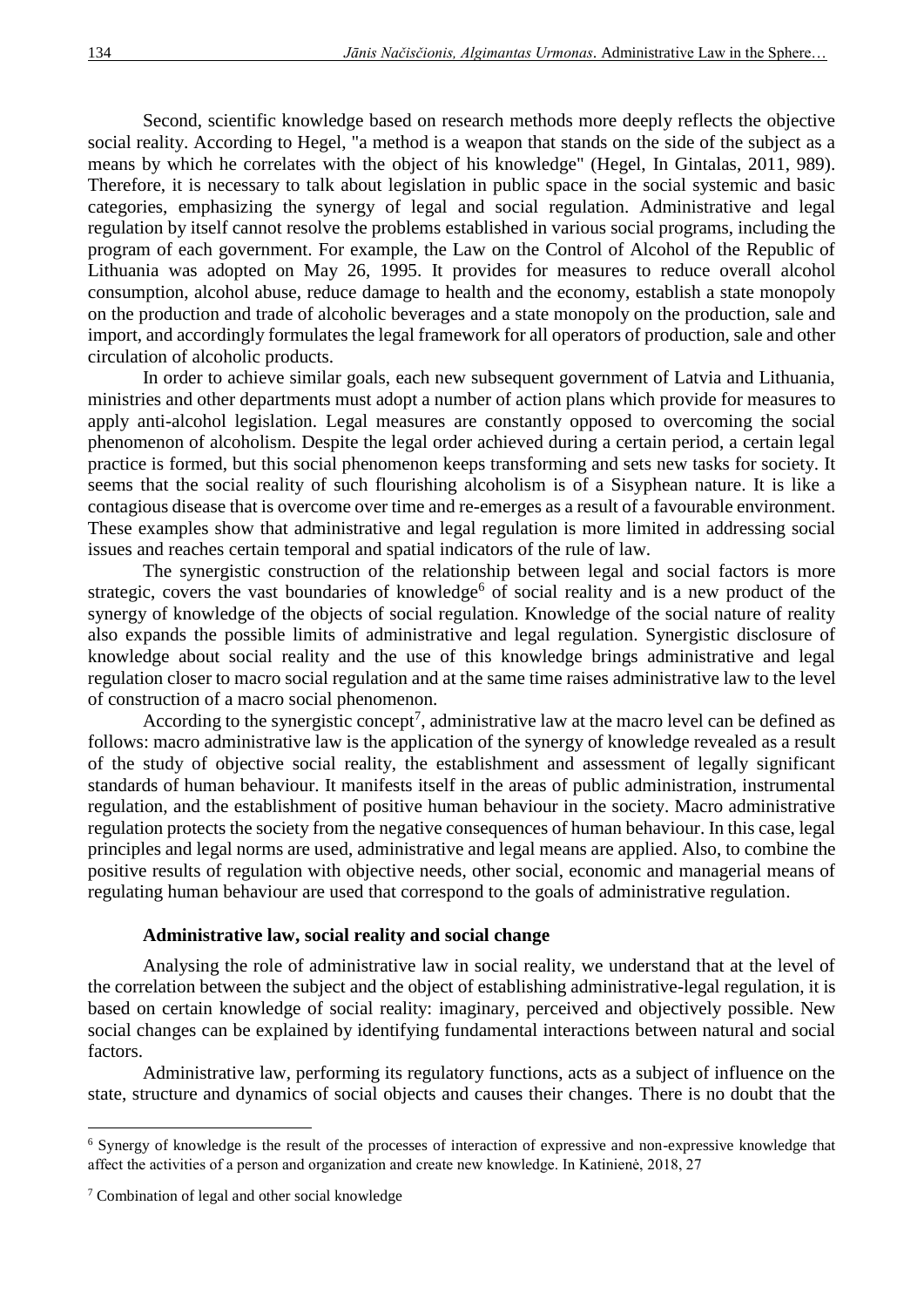Second, scientific knowledge based on research methods more deeply reflects the objective social reality. According to Hegel, "a method is a weapon that stands on the side of the subject as a means by which he correlates with the object of his knowledge" (Hegel, In Gintalas, 2011, 989). Therefore, it is necessary to talk about legislation in public space in the social systemic and basic categories, emphasizing the synergy of legal and social regulation. Administrative and legal regulation by itself cannot resolve the problems established in various social programs, including the program of each government. For example, the Law on the Control of Alcohol of the Republic of Lithuania was adopted on May 26, 1995. It provides for measures to reduce overall alcohol consumption, alcohol abuse, reduce damage to health and the economy, establish a state monopoly on the production and trade of alcoholic beverages and a state monopoly on the production, sale and import, and accordingly formulates the legal framework for all operators of production, sale and other circulation of alcoholic products.

In order to achieve similar goals, each new subsequent government of Latvia and Lithuania, ministries and other departments must adopt a number of action plans which provide for measures to apply anti-alcohol legislation. Legal measures are constantly opposed to overcoming the social phenomenon of alcoholism. Despite the legal order achieved during a certain period, a certain legal practice is formed, but this social phenomenon keeps transforming and sets new tasks for society. It seems that the social reality of such flourishing alcoholism is of a Sisyphean nature. It is like a contagious disease that is overcome over time and re-emerges as a result of a favourable environment. These examples show that administrative and legal regulation is more limited in addressing social issues and reaches certain temporal and spatial indicators of the rule of law.

The synergistic construction of the relationship between legal and social factors is more strategic, covers the vast boundaries of knowledge[6] of social reality and is a new product of the synergy of knowledge of the objects of social regulation. Knowledge of the social nature of reality also expands the possible limits of administrative and legal regulation. Synergistic disclosure of knowledge about social reality and the use of this knowledge brings administrative and legal regulation closer to macro social regulation and at the same time raises administrative law to the level of construction of a macro social phenomenon.

According to the synergistic concept[7], administrative law at the macro level can be defined as follows: macro administrative law is the application of the synergy of knowledge revealed as a result of the study of objective social reality, the establishment and assessment of legally significant standards of human behaviour. It manifests itself in the areas of public administration, instrumental regulation, and the establishment of positive human behaviour in the society. Macro administrative regulation protects the society from the negative consequences of human behaviour. In this case, legal principles and legal norms are used, administrative and legal means are applied. Also, to combine the positive results of regulation with objective needs, other social, economic and managerial means of regulating human behaviour are used that correspond to the goals of administrative regulation.

### Administrative law, social reality and social change

Analysing the role of administrative law in social reality, we understand that at the level of the correlation between the subject and the object of establishing administrative-legal regulation, it is based on certain knowledge of social reality: imaginary, perceived and objectively possible. New social changes can be explained by identifying fundamental interactions between natural and social factors.

Administrative law, performing its regulatory functions, acts as a subject of influence on the state, structure and dynamics of social objects and causes their changes. There is no doubt that the

---

[6] Synergy of knowledge is the result of the processes of interaction of expressive and non-expressive knowledge that affect the activities of a person and organization and create new knowledge. In Katinienė, 2018, 27

[7] Combination of legal and other social knowledge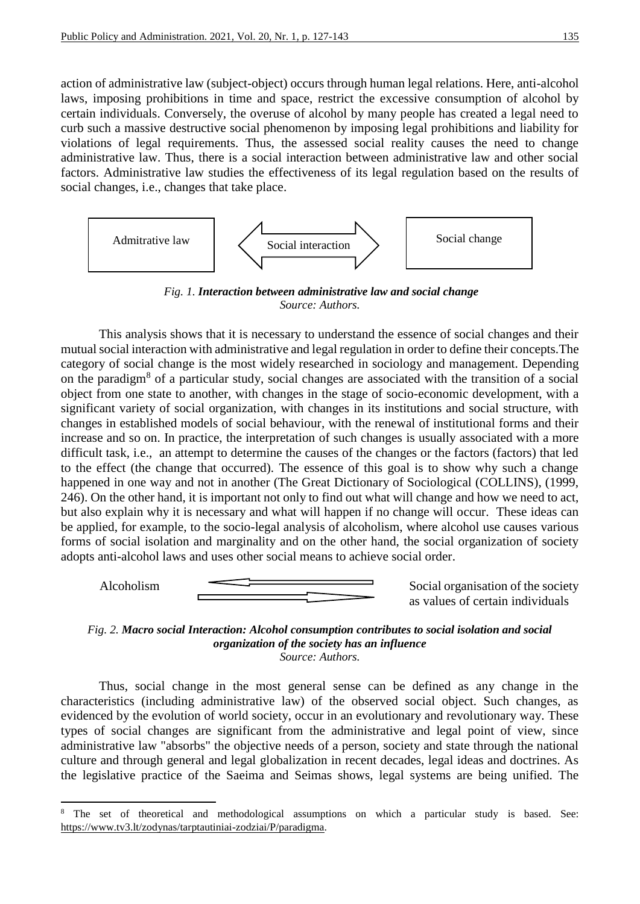action of administrative law (subject-object) occurs through human legal relations. Here, anti-alcohol laws, imposing prohibitions in time and space, restrict the excessive consumption of alcohol by certain individuals. Conversely, the overuse of alcohol by many people has created a legal need to curb such a massive destructive social phenomenon by imposing legal prohibitions and liability for violations of legal requirements. Thus, the assessed social reality causes the need to change administrative law. Thus, there is a social interaction between administrative law and other social factors. Administrative law studies the effectiveness of its legal regulation based on the results of social changes, i.e., changes that take place.

Admitrative law ⟷ Social interaction ⟷ Social change

*Fig. 1.* ***Interaction between administrative law and social change***
*Source: Authors.*

This analysis shows that it is necessary to understand the essence of social changes and their mutual social interaction with administrative and legal regulation in order to define their concepts.The category of social change is the most widely researched in sociology and management. Depending on the paradigm[8] of a particular study, social changes are associated with the transition of a social object from one state to another, with changes in the stage of socio-economic development, with a significant variety of social organization, with changes in its institutions and social structure, with changes in established models of social behaviour, with the renewal of institutional forms and their increase and so on. In practice, the interpretation of such changes is usually associated with a more difficult task, i.e., an attempt to determine the causes of the changes or the factors (factors) that led to the effect (the change that occurred). The essence of this goal is to show why such a change happened in one way and not in another (The Great Dictionary of Sociological (COLLINS), (1999, 246). On the other hand, it is important not only to find out what will change and how we need to act, but also explain why it is necessary and what will happen if no change will occur. These ideas can be applied, for example, to the socio-legal analysis of alcoholism, where alcohol use causes various forms of social isolation and marginality and on the other hand, the social organization of society adopts anti-alcohol laws and uses other social means to achieve social order.

Alcoholism ⇄ Social organisation of the society as values of certain individuals

*Fig. 2.* ***Macro social Interaction: Alcohol consumption contributes to social isolation and social organization of the society has an influence***
*Source: Authors.*

Thus, social change in the most general sense can be defined as any change in the characteristics (including administrative law) of the observed social object. Such changes, as evidenced by the evolution of world society, occur in an evolutionary and revolutionary way. These types of social changes are significant from the administrative and legal point of view, since administrative law "absorbs" the objective needs of a person, society and state through the national culture and through general and legal globalization in recent decades, legal ideas and doctrines. As the legislative practice of the Saeima and Seimas shows, legal systems are being unified. The

---

[8] The set of theoretical and methodological assumptions on which a particular study is based. See: https://www.tv3.lt/zodynas/tarptautiniai-zodziai/P/paradigma.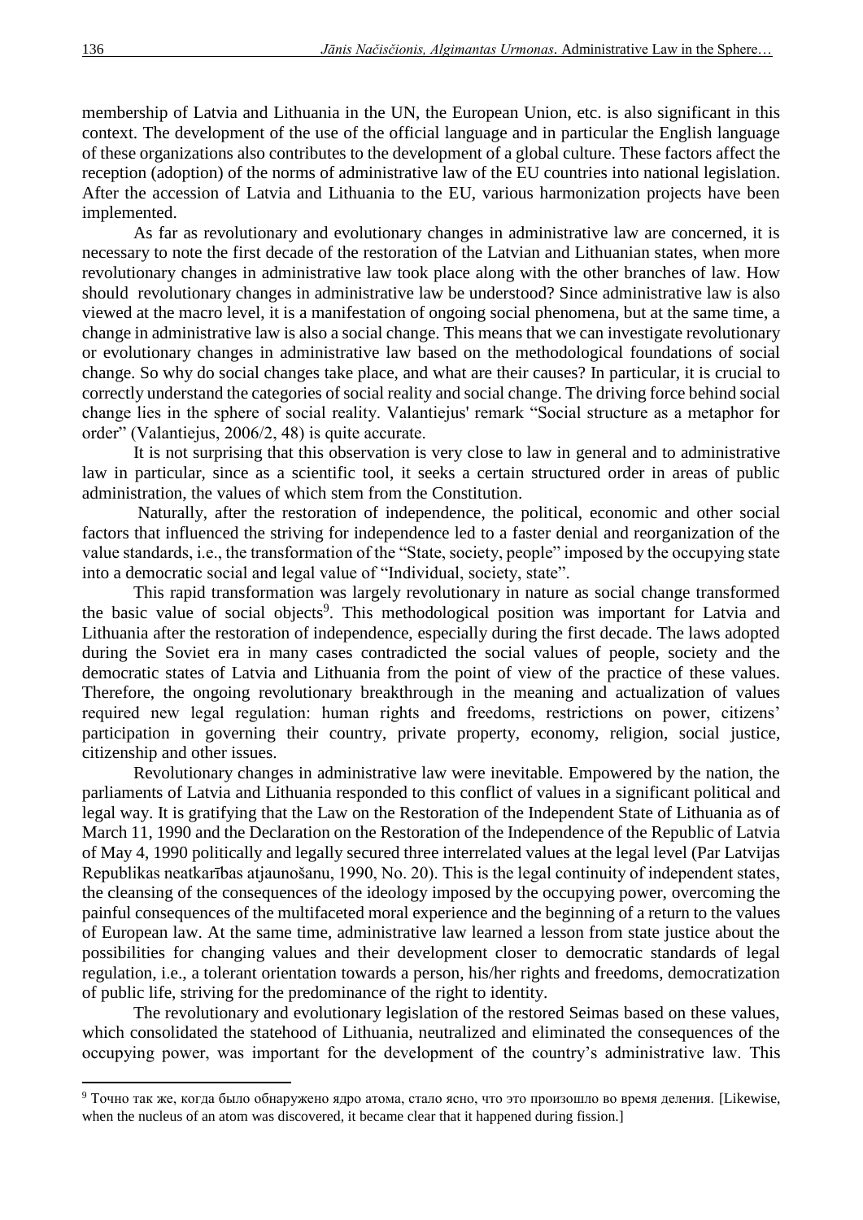membership of Latvia and Lithuania in the UN, the European Union, etc. is also significant in this context. The development of the use of the official language and in particular the English language of these organizations also contributes to the development of a global culture. These factors affect the reception (adoption) of the norms of administrative law of the EU countries into national legislation. After the accession of Latvia and Lithuania to the EU, various harmonization projects have been implemented.

As far as revolutionary and evolutionary changes in administrative law are concerned, it is necessary to note the first decade of the restoration of the Latvian and Lithuanian states, when more revolutionary changes in administrative law took place along with the other branches of law. How should revolutionary changes in administrative law be understood? Since administrative law is also viewed at the macro level, it is a manifestation of ongoing social phenomena, but at the same time, a change in administrative law is also a social change. This means that we can investigate revolutionary or evolutionary changes in administrative law based on the methodological foundations of social change. So why do social changes take place, and what are their causes? In particular, it is crucial to correctly understand the categories of social reality and social change. The driving force behind social change lies in the sphere of social reality. Valantiejus' remark "Social structure as a metaphor for order" (Valantiejus, 2006/2, 48) is quite accurate.

It is not surprising that this observation is very close to law in general and to administrative law in particular, since as a scientific tool, it seeks a certain structured order in areas of public administration, the values of which stem from the Constitution.

Naturally, after the restoration of independence, the political, economic and other social factors that influenced the striving for independence led to a faster denial and reorganization of the value standards, i.e., the transformation of the "State, society, people" imposed by the occupying state into a democratic social and legal value of "Individual, society, state".

This rapid transformation was largely revolutionary in nature as social change transformed the basic value of social objects[9]. This methodological position was important for Latvia and Lithuania after the restoration of independence, especially during the first decade. The laws adopted during the Soviet era in many cases contradicted the social values of people, society and the democratic states of Latvia and Lithuania from the point of view of the practice of these values. Therefore, the ongoing revolutionary breakthrough in the meaning and actualization of values required new legal regulation: human rights and freedoms, restrictions on power, citizens' participation in governing their country, private property, economy, religion, social justice, citizenship and other issues.

Revolutionary changes in administrative law were inevitable. Empowered by the nation, the parliaments of Latvia and Lithuania responded to this conflict of values in a significant political and legal way. It is gratifying that the Law on the Restoration of the Independent State of Lithuania as of March 11, 1990 and the Declaration on the Restoration of the Independence of the Republic of Latvia of May 4, 1990 politically and legally secured three interrelated values at the legal level (Par Latvijas Republikas neatkarības atjaunošanu, 1990, No. 20). This is the legal continuity of independent states, the cleansing of the consequences of the ideology imposed by the occupying power, overcoming the painful consequences of the multifaceted moral experience and the beginning of a return to the values of European law. At the same time, administrative law learned a lesson from state justice about the possibilities for changing values and their development closer to democratic standards of legal regulation, i.e., a tolerant orientation towards a person, his/her rights and freedoms, democratization of public life, striving for the predominance of the right to identity.

The revolutionary and evolutionary legislation of the restored Seimas based on these values, which consolidated the statehood of Lithuania, neutralized and eliminated the consequences of the occupying power, was important for the development of the country's administrative law. This

---

[9] Точно так же, когда было обнаружено ядро атома, стало ясно, что это произошло во время деления. [Likewise, when the nucleus of an atom was discovered, it became clear that it happened during fission.]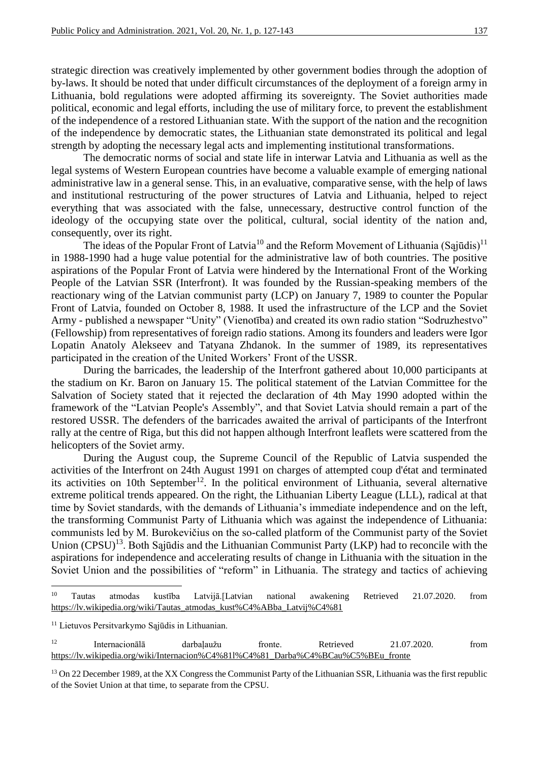strategic direction was creatively implemented by other government bodies through the adoption of by-laws. It should be noted that under difficult circumstances of the deployment of a foreign army in Lithuania, bold regulations were adopted affirming its sovereignty. The Soviet authorities made political, economic and legal efforts, including the use of military force, to prevent the establishment of the independence of a restored Lithuanian state. With the support of the nation and the recognition of the independence by democratic states, the Lithuanian state demonstrated its political and legal strength by adopting the necessary legal acts and implementing institutional transformations.

The democratic norms of social and state life in interwar Latvia and Lithuania as well as the legal systems of Western European countries have become a valuable example of emerging national administrative law in a general sense. This, in an evaluative, comparative sense, with the help of laws and institutional restructuring of the power structures of Latvia and Lithuania, helped to reject everything that was associated with the false, unnecessary, destructive control function of the ideology of the occupying state over the political, cultural, social identity of the nation and, consequently, over its right.

The ideas of the Popular Front of Latvia[10] and the Reform Movement of Lithuania (Sąjūdis)[11] in 1988-1990 had a huge value potential for the administrative law of both countries. The positive aspirations of the Popular Front of Latvia were hindered by the International Front of the Working People of the Latvian SSR (Interfront). It was founded by the Russian-speaking members of the reactionary wing of the Latvian communist party (LCP) on January 7, 1989 to counter the Popular Front of Latvia, founded on October 8, 1988. It used the infrastructure of the LCP and the Soviet Army - published a newspaper "Unity" (Vienotība) and created its own radio station "Sodruzhestvo" (Fellowship) from representatives of foreign radio stations. Among its founders and leaders were Igor Lopatin Anatoly Alekseev and Tatyana Zhdanok. In the summer of 1989, its representatives participated in the creation of the United Workers' Front of the USSR.

During the barricades, the leadership of the Interfront gathered about 10,000 participants at the stadium on Kr. Baron on January 15. The political statement of the Latvian Committee for the Salvation of Society stated that it rejected the declaration of 4th May 1990 adopted within the framework of the "Latvian People's Assembly", and that Soviet Latvia should remain a part of the restored USSR. The defenders of the barricades awaited the arrival of participants of the Interfront rally at the centre of Riga, but this did not happen although Interfront leaflets were scattered from the helicopters of the Soviet army.

During the August coup, the Supreme Council of the Republic of Latvia suspended the activities of the Interfront on 24th August 1991 on charges of attempted coup d'état and terminated its activities on 10th September[12]. In the political environment of Lithuania, several alternative extreme political trends appeared. On the right, the Lithuanian Liberty League (LLL), radical at that time by Soviet standards, with the demands of Lithuania's immediate independence and on the left, the transforming Communist Party of Lithuania which was against the independence of Lithuania: communists led by M. Burokevičius on the so-called platform of the Communist party of the Soviet Union (CPSU)[13]. Both Sąjūdis and the Lithuanian Communist Party (LKP) had to reconcile with the aspirations for independence and accelerating results of change in Lithuania with the situation in the Soviet Union and the possibilities of "reform" in Lithuania. The strategy and tactics of achieving

---

[10] Tautas atmodas kustība Latvijā.[Latvian national awakening Retrieved 21.07.2020. from https://lv.wikipedia.org/wiki/Tautas_atmodas_kust%C4%ABba_Latvij%C4%81

[11] Lietuvos Persitvarkymo Sąjūdis in Lithuanian.

[12] Internacionālā darbaļaužu fronte. Retrieved 21.07.2020. from https://lv.wikipedia.org/wiki/Internacion%C4%81l%C4%81_Darba%C4%BCau%C5%BEu_fronte

[13] On 22 December 1989, at the XX Congress the Communist Party of the Lithuanian SSR, Lithuania was the first republic of the Soviet Union at that time, to separate from the CPSU.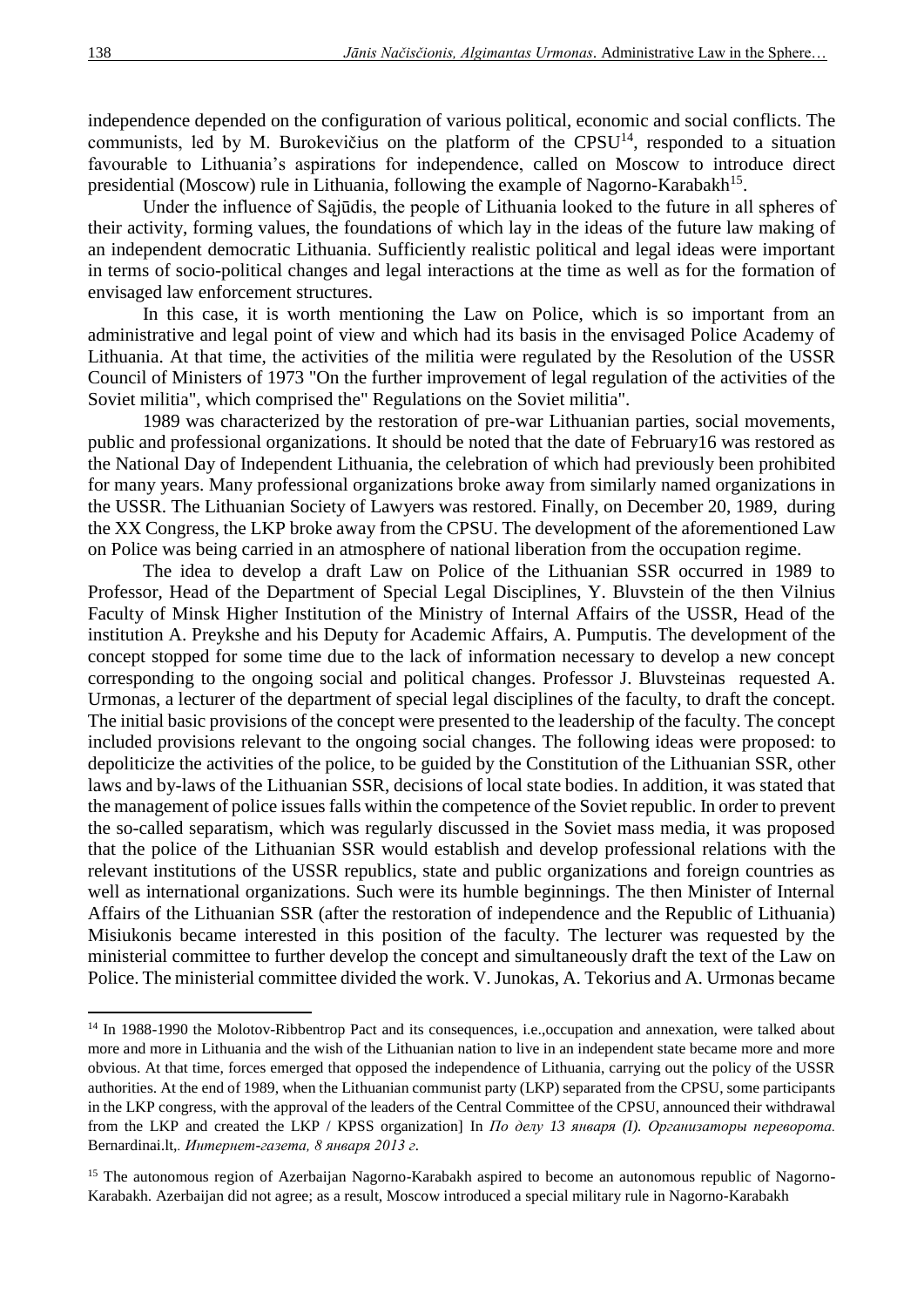independence depended on the configuration of various political, economic and social conflicts. The communists, led by M. Burokevičius on the platform of the CPSU[14], responded to a situation favourable to Lithuania's aspirations for independence, called on Moscow to introduce direct presidential (Moscow) rule in Lithuania, following the example of Nagorno-Karabakh[15].

Under the influence of Sąjūdis, the people of Lithuania looked to the future in all spheres of their activity, forming values, the foundations of which lay in the ideas of the future law making of an independent democratic Lithuania. Sufficiently realistic political and legal ideas were important in terms of socio-political changes and legal interactions at the time as well as for the formation of envisaged law enforcement structures.

In this case, it is worth mentioning the Law on Police, which is so important from an administrative and legal point of view and which had its basis in the envisaged Police Academy of Lithuania. At that time, the activities of the militia were regulated by the Resolution of the USSR Council of Ministers of 1973 "On the further improvement of legal regulation of the activities of the Soviet militia", which comprised the" Regulations on the Soviet militia".

1989 was characterized by the restoration of pre-war Lithuanian parties, social movements, public and professional organizations. It should be noted that the date of February16 was restored as the National Day of Independent Lithuania, the celebration of which had previously been prohibited for many years. Many professional organizations broke away from similarly named organizations in the USSR. The Lithuanian Society of Lawyers was restored. Finally, on December 20, 1989, during the XX Congress, the LKP broke away from the CPSU. The development of the aforementioned Law on Police was being carried in an atmosphere of national liberation from the occupation regime.

The idea to develop a draft Law on Police of the Lithuanian SSR occurred in 1989 to Professor, Head of the Department of Special Legal Disciplines, Y. Bluvstein of the then Vilnius Faculty of Minsk Higher Institution of the Ministry of Internal Affairs of the USSR, Head of the institution A. Preykshe and his Deputy for Academic Affairs, A. Pumputis. The development of the concept stopped for some time due to the lack of information necessary to develop a new concept corresponding to the ongoing social and political changes. Professor J. Bluvsteinas requested A. Urmonas, a lecturer of the department of special legal disciplines of the faculty, to draft the concept. The initial basic provisions of the concept were presented to the leadership of the faculty. The concept included provisions relevant to the ongoing social changes. The following ideas were proposed: to depoliticize the activities of the police, to be guided by the Constitution of the Lithuanian SSR, other laws and by-laws of the Lithuanian SSR, decisions of local state bodies. In addition, it was stated that the management of police issues falls within the competence of the Soviet republic. In order to prevent the so-called separatism, which was regularly discussed in the Soviet mass media, it was proposed that the police of the Lithuanian SSR would establish and develop professional relations with the relevant institutions of the USSR republics, state and public organizations and foreign countries as well as international organizations. Such were its humble beginnings. The then Minister of Internal Affairs of the Lithuanian SSR (after the restoration of independence and the Republic of Lithuania) Misiukonis became interested in this position of the faculty. The lecturer was requested by the ministerial committee to further develop the concept and simultaneously draft the text of the Law on Police. The ministerial committee divided the work. V. Junokas, A. Tekorius and A. Urmonas became

---

[14] In 1988-1990 the Molotov-Ribbentrop Pact and its consequences, i.e.,occupation and annexation, were talked about more and more in Lithuania and the wish of the Lithuanian nation to live in an independent state became more and more obvious. At that time, forces emerged that opposed the independence of Lithuania, carrying out the policy of the USSR authorities. At the end of 1989, when the Lithuanian communist party (LKP) separated from the CPSU, some participants in the LKP congress, with the approval of the leaders of the Central Committee of the CPSU, announced their withdrawal from the LKP and created the LKP / KPSS organization] In *По делу 13 января (I). Организаторы переворота.* Bernardinai.lt,. *Интернет-газета, 8 января 2013 г.*

[15] The autonomous region of Azerbaijan Nagorno-Karabakh aspired to become an autonomous republic of Nagorno-Karabakh. Azerbaijan did not agree; as a result, Moscow introduced a special military rule in Nagorno-Karabakh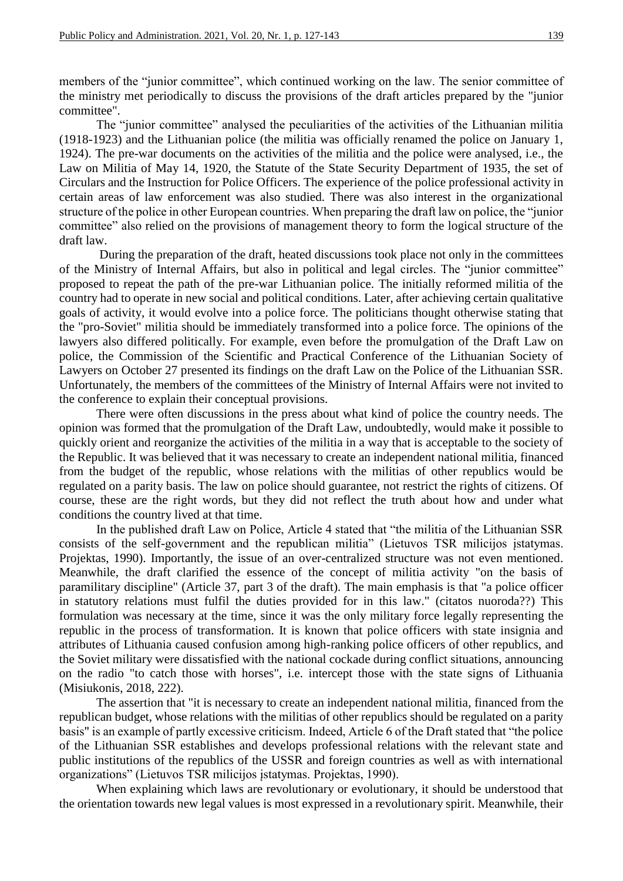members of the "junior committee", which continued working on the law. The senior committee of the ministry met periodically to discuss the provisions of the draft articles prepared by the "junior committee".

The "junior committee" analysed the peculiarities of the activities of the Lithuanian militia (1918-1923) and the Lithuanian police (the militia was officially renamed the police on January 1, 1924). The pre-war documents on the activities of the militia and the police were analysed, i.e., the Law on Militia of May 14, 1920, the Statute of the State Security Department of 1935, the set of Circulars and the Instruction for Police Officers. The experience of the police professional activity in certain areas of law enforcement was also studied. There was also interest in the organizational structure of the police in other European countries. When preparing the draft law on police, the "junior committee" also relied on the provisions of management theory to form the logical structure of the draft law.

During the preparation of the draft, heated discussions took place not only in the committees of the Ministry of Internal Affairs, but also in political and legal circles. The "junior committee" proposed to repeat the path of the pre-war Lithuanian police. The initially reformed militia of the country had to operate in new social and political conditions. Later, after achieving certain qualitative goals of activity, it would evolve into a police force. The politicians thought otherwise stating that the "pro-Soviet" militia should be immediately transformed into a police force. The opinions of the lawyers also differed politically. For example, even before the promulgation of the Draft Law on police, the Commission of the Scientific and Practical Conference of the Lithuanian Society of Lawyers on October 27 presented its findings on the draft Law on the Police of the Lithuanian SSR. Unfortunately, the members of the committees of the Ministry of Internal Affairs were not invited to the conference to explain their conceptual provisions.

There were often discussions in the press about what kind of police the country needs. The opinion was formed that the promulgation of the Draft Law, undoubtedly, would make it possible to quickly orient and reorganize the activities of the militia in a way that is acceptable to the society of the Republic. It was believed that it was necessary to create an independent national militia, financed from the budget of the republic, whose relations with the militias of other republics would be regulated on a parity basis. The law on police should guarantee, not restrict the rights of citizens. Of course, these are the right words, but they did not reflect the truth about how and under what conditions the country lived at that time.

In the published draft Law on Police, Article 4 stated that "the militia of the Lithuanian SSR consists of the self-government and the republican militia" (Lietuvos TSR milicijos įstatymas. Projektas, 1990). Importantly, the issue of an over-centralized structure was not even mentioned. Meanwhile, the draft clarified the essence of the concept of militia activity "on the basis of paramilitary discipline" (Article 37, part 3 of the draft). The main emphasis is that "a police officer in statutory relations must fulfil the duties provided for in this law." (citatos nuoroda??) This formulation was necessary at the time, since it was the only military force legally representing the republic in the process of transformation. It is known that police officers with state insignia and attributes of Lithuania caused confusion among high-ranking police officers of other republics, and the Soviet military were dissatisfied with the national cockade during conflict situations, announcing on the radio "to catch those with horses", i.e. intercept those with the state signs of Lithuania (Misiukonis, 2018, 222).

The assertion that "it is necessary to create an independent national militia, financed from the republican budget, whose relations with the militias of other republics should be regulated on a parity basis" is an example of partly excessive criticism. Indeed, Article 6 of the Draft stated that "the police of the Lithuanian SSR establishes and develops professional relations with the relevant state and public institutions of the republics of the USSR and foreign countries as well as with international organizations" (Lietuvos TSR milicijos įstatymas. Projektas, 1990).

When explaining which laws are revolutionary or evolutionary, it should be understood that the orientation towards new legal values is most expressed in a revolutionary spirit. Meanwhile, their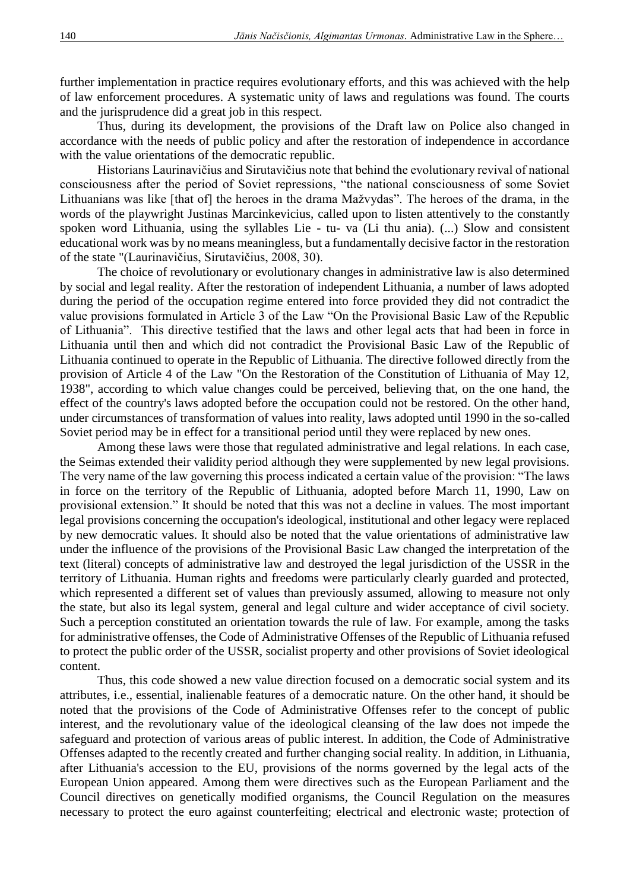further implementation in practice requires evolutionary efforts, and this was achieved with the help of law enforcement procedures. A systematic unity of laws and regulations was found. The courts and the jurisprudence did a great job in this respect.

Thus, during its development, the provisions of the Draft law on Police also changed in accordance with the needs of public policy and after the restoration of independence in accordance with the value orientations of the democratic republic.

Historians Laurinavičius and Sirutavičius note that behind the evolutionary revival of national consciousness after the period of Soviet repressions, "the national consciousness of some Soviet Lithuanians was like [that of] the heroes in the drama Mažvydas". The heroes of the drama, in the words of the playwright Justinas Marcinkevicius, called upon to listen attentively to the constantly spoken word Lithuania, using the syllables Lie - tu- va (Li thu ania). (...) Slow and consistent educational work was by no means meaningless, but a fundamentally decisive factor in the restoration of the state "(Laurinavičius, Sirutavičius, 2008, 30).

The choice of revolutionary or evolutionary changes in administrative law is also determined by social and legal reality. After the restoration of independent Lithuania, a number of laws adopted during the period of the occupation regime entered into force provided they did not contradict the value provisions formulated in Article 3 of the Law "On the Provisional Basic Law of the Republic of Lithuania". This directive testified that the laws and other legal acts that had been in force in Lithuania until then and which did not contradict the Provisional Basic Law of the Republic of Lithuania continued to operate in the Republic of Lithuania. The directive followed directly from the provision of Article 4 of the Law "On the Restoration of the Constitution of Lithuania of May 12, 1938", according to which value changes could be perceived, believing that, on the one hand, the effect of the country's laws adopted before the occupation could not be restored. On the other hand, under circumstances of transformation of values into reality, laws adopted until 1990 in the so-called Soviet period may be in effect for a transitional period until they were replaced by new ones.

Among these laws were those that regulated administrative and legal relations. In each case, the Seimas extended their validity period although they were supplemented by new legal provisions. The very name of the law governing this process indicated a certain value of the provision: "The laws in force on the territory of the Republic of Lithuania, adopted before March 11, 1990, Law on provisional extension." It should be noted that this was not a decline in values. The most important legal provisions concerning the occupation's ideological, institutional and other legacy were replaced by new democratic values. It should also be noted that the value orientations of administrative law under the influence of the provisions of the Provisional Basic Law changed the interpretation of the text (literal) concepts of administrative law and destroyed the legal jurisdiction of the USSR in the territory of Lithuania. Human rights and freedoms were particularly clearly guarded and protected, which represented a different set of values than previously assumed, allowing to measure not only the state, but also its legal system, general and legal culture and wider acceptance of civil society. Such a perception constituted an orientation towards the rule of law. For example, among the tasks for administrative offenses, the Code of Administrative Offenses of the Republic of Lithuania refused to protect the public order of the USSR, socialist property and other provisions of Soviet ideological content.

Thus, this code showed a new value direction focused on a democratic social system and its attributes, i.e., essential, inalienable features of a democratic nature. On the other hand, it should be noted that the provisions of the Code of Administrative Offenses refer to the concept of public interest, and the revolutionary value of the ideological cleansing of the law does not impede the safeguard and protection of various areas of public interest. In addition, the Code of Administrative Offenses adapted to the recently created and further changing social reality. In addition, in Lithuania, after Lithuania's accession to the EU, provisions of the norms governed by the legal acts of the European Union appeared. Among them were directives such as the European Parliament and the Council directives on genetically modified organisms, the Council Regulation on the measures necessary to protect the euro against counterfeiting; electrical and electronic waste; protection of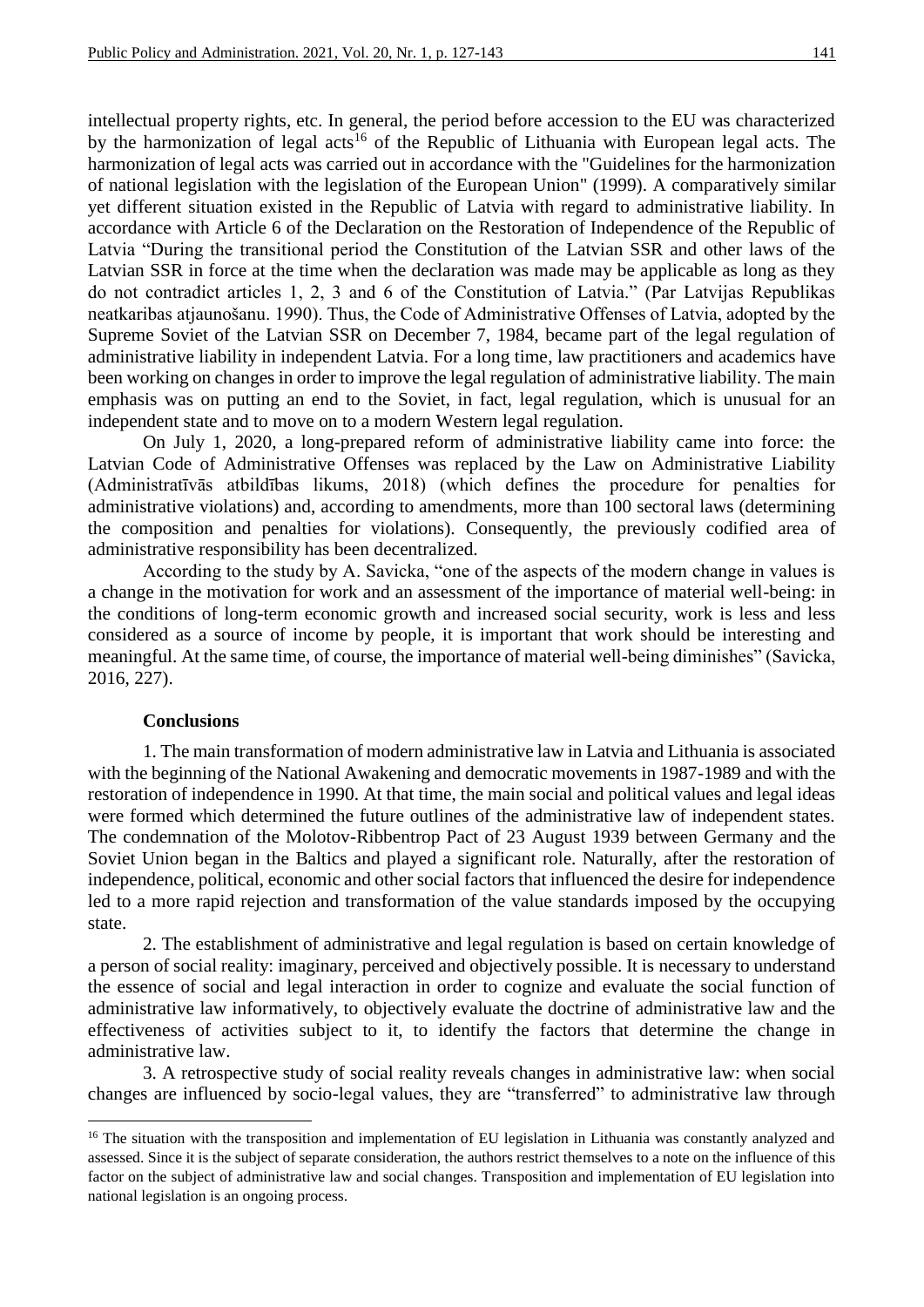intellectual property rights, etc. In general, the period before accession to the EU was characterized by the harmonization of legal acts[16] of the Republic of Lithuania with European legal acts. The harmonization of legal acts was carried out in accordance with the "Guidelines for the harmonization of national legislation with the legislation of the European Union" (1999). A comparatively similar yet different situation existed in the Republic of Latvia with regard to administrative liability. In accordance with Article 6 of the Declaration on the Restoration of Independence of the Republic of Latvia "During the transitional period the Constitution of the Latvian SSR and other laws of the Latvian SSR in force at the time when the declaration was made may be applicable as long as they do not contradict articles 1, 2, 3 and 6 of the Constitution of Latvia." (Par Latvijas Republikas neatkaribas atjaunošanu. 1990). Thus, the Code of Administrative Offenses of Latvia, adopted by the Supreme Soviet of the Latvian SSR on December 7, 1984, became part of the legal regulation of administrative liability in independent Latvia. For a long time, law practitioners and academics have been working on changes in order to improve the legal regulation of administrative liability. The main emphasis was on putting an end to the Soviet, in fact, legal regulation, which is unusual for an independent state and to move on to a modern Western legal regulation.

On July 1, 2020, a long-prepared reform of administrative liability came into force: the Latvian Code of Administrative Offenses was replaced by the Law on Administrative Liability (Administratīvās atbildības likums, 2018) (which defines the procedure for penalties for administrative violations) and, according to amendments, more than 100 sectoral laws (determining the composition and penalties for violations). Consequently, the previously codified area of administrative responsibility has been decentralized.

According to the study by A. Savicka, "one of the aspects of the modern change in values is a change in the motivation for work and an assessment of the importance of material well-being: in the conditions of long-term economic growth and increased social security, work is less and less considered as a source of income by people, it is important that work should be interesting and meaningful. At the same time, of course, the importance of material well-being diminishes" (Savicka, 2016, 227).

## Conclusions

1. The main transformation of modern administrative law in Latvia and Lithuania is associated with the beginning of the National Awakening and democratic movements in 1987-1989 and with the restoration of independence in 1990. At that time, the main social and political values and legal ideas were formed which determined the future outlines of the administrative law of independent states. The condemnation of the Molotov-Ribbentrop Pact of 23 August 1939 between Germany and the Soviet Union began in the Baltics and played a significant role. Naturally, after the restoration of independence, political, economic and other social factors that influenced the desire for independence led to a more rapid rejection and transformation of the value standards imposed by the occupying state.

2. The establishment of administrative and legal regulation is based on certain knowledge of a person of social reality: imaginary, perceived and objectively possible. It is necessary to understand the essence of social and legal interaction in order to cognize and evaluate the social function of administrative law informatively, to objectively evaluate the doctrine of administrative law and the effectiveness of activities subject to it, to identify the factors that determine the change in administrative law.

3. A retrospective study of social reality reveals changes in administrative law: when social changes are influenced by socio-legal values, they are "transferred" to administrative law through

[16] The situation with the transposition and implementation of EU legislation in Lithuania was constantly analyzed and assessed. Since it is the subject of separate consideration, the authors restrict themselves to a note on the influence of this factor on the subject of administrative law and social changes. Transposition and implementation of EU legislation into national legislation is an ongoing process.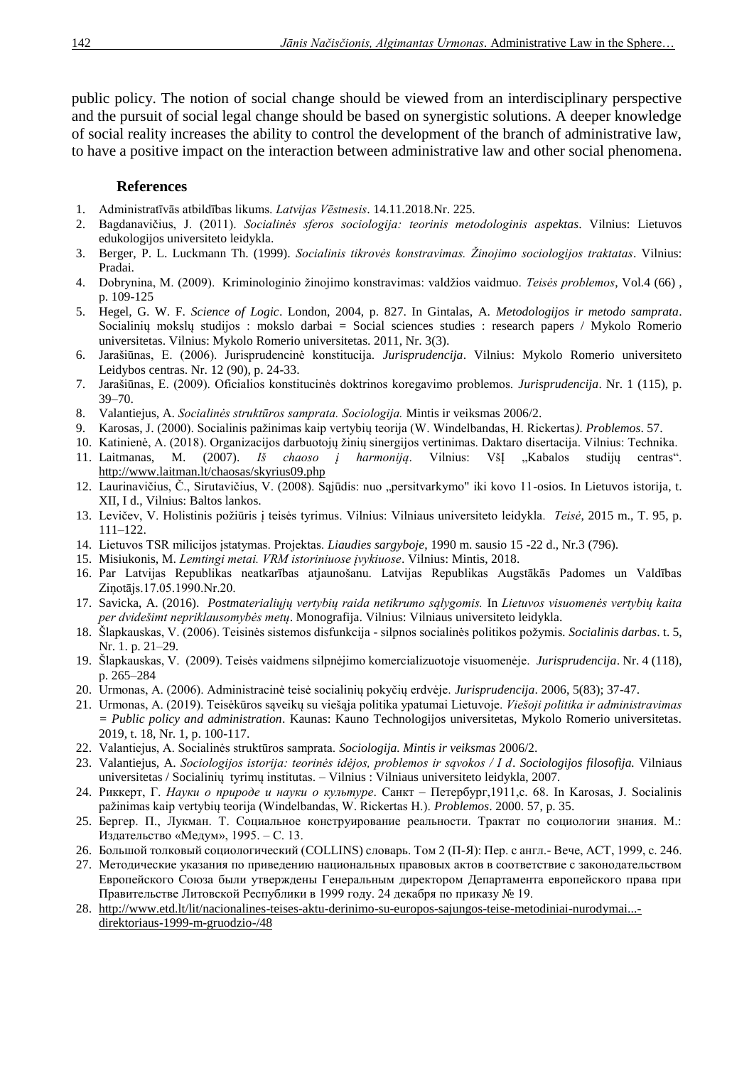public policy. The notion of social change should be viewed from an interdisciplinary perspective and the pursuit of social legal change should be based on synergistic solutions. A deeper knowledge of social reality increases the ability to control the development of the branch of administrative law, to have a positive impact on the interaction between administrative law and other social phenomena.

## References

1. Administratīvās atbildības likums. *Latvijas Vēstnesis*. 14.11.2018.Nr. 225.
2. Bagdanavičius, J. (2011). *Socialinės sferos sociologija: teorinis metodologinis aspektas*. Vilnius: Lietuvos edukologijos universiteto leidykla.
3. Berger, P. L. Luckmann Th. (1999). *Socialinis tikrovės konstravimas. Žinojimo sociologijos traktatas*. Vilnius: Pradai.
4. Dobrynina, M. (2009). Kriminologinio žinojimo konstravimas: valdžios vaidmuo. *Teisės problemos*, Vol.4 (66) , p. 109-125
5. Hegel, G. W. F. *Science of Logic*. London, 2004, p. 827. In Gintalas, A. *Metodologijos ir metodo samprata*. Socialinių mokslų studijos : mokslo darbai = Social sciences studies : research papers / Mykolo Romerio universitetas. Vilnius: Mykolo Romerio universitetas. 2011, Nr. 3(3).
6. Jarašiūnas, E. (2006). Jurisprudencinė konstitucija. *Jurisprudencija*. Vilnius: Mykolo Romerio universiteto Leidybos centras. Nr. 12 (90), p. 24-33.
7. Jarašiūnas, E. (2009). Oficialios konstitucinės doktrinos koregavimo problemos. *Jurisprudencija*. Nr. 1 (115), p. 39–70.
8. Valantiejus, A. *Socialinės struktūros samprata. Sociologija.* Mintis ir veiksmas 2006/2.
9. Karosas, J. (2000). Socialinis pažinimas kaip vertybių teorija (W. Windelbandas, H. Rickertas*). Problemos*. 57.
10. Katinienė, A. (2018). Organizacijos darbuotojų žinių sinergijos vertinimas. Daktaro disertacija. Vilnius: Technika.
11. Laitmanas, M. (2007). *Iš chaoso į harmoniją*. Vilnius: VšĮ „Kabalos studijų centras". http://www.laitman.lt/chaosas/skyrius09.php
12. Laurinavičius, Č., Sirutavičius, V. (2008). Sąjūdis: nuo „persitvarkymo" iki kovo 11-osios. In Lietuvos istorija, t. XII, I d., Vilnius: Baltos lankos.
13. Levičev, V. Holistinis požiūris į teisės tyrimus. Vilnius: Vilniaus universiteto leidykla. *Teisė*, 2015 m., T. 95, p. 111–122.
14. Lietuvos TSR milicijos įstatymas. Projektas. *Liaudies sargyboje*, 1990 m. sausio 15 -22 d., Nr.3 (796).
15. Misiukonis, M. *Lemtingi metai. VRM istoriniuose įvykiuose*. Vilnius: Mintis, 2018.
16. Par Latvijas Republikas neatkarības atjaunošanu. Latvijas Republikas Augstākās Padomes un Valdības Ziņotājs.17.05.1990.Nr.20.
17. Savicka, A. (2016). *Postmaterialiųjų vertybių raida netikrumo sąlygomis.* In *Lietuvos visuomenės vertybių kaita per dvidešimt nepriklausomybės metų*. Monografija. Vilnius: Vilniaus universiteto leidykla.
18. Šlapkauskas, V. (2006). Teisinės sistemos disfunkcija - silpnos socialinės politikos požymis. *Socialinis darbas*. t. 5, Nr. 1. p. 21–29.
19. Šlapkauskas, V. (2009). Teisės vaidmens silpnėjimo komercializuotoje visuomenėje. *Jurisprudencija*. Nr. 4 (118), p. 265–284
20. Urmonas, A. (2006). Administracinė teisė socialinių pokyčių erdvėje. *Jurisprudencija*. 2006, 5(83); 37-47.
21. Urmonas, A. (2019). Teisėkūros sąveikų su viešąja politika ypatumai Lietuvoje. *Viešoji politika ir administravimas = Public policy and administration*. Kaunas: Kauno Technologijos universitetas, Mykolo Romerio universitetas. 2019, t. 18, Nr. 1, p. 100-117.
22. Valantiejus, A. Socialinės struktūros samprata. *Sociologija. Mintis ir veiksmas* 2006/2.
23. Valantiejus, A. *Sociologijos istorija: teorinės idėjos, problemos ir sąvokos / I d*. *Sociologijos filosofija.* Vilniaus universitetas / Socialinių tyrimų institutas. – Vilnius : Vilniaus universiteto leidykla, 2007.
24. Риккерт, Г. *Науки о природе и науки о культуре*. Санкт – Петербург,1911,с. 68. In Karosas, J. Socialinis pažinimas kaip vertybių teorija (Windelbandas, W. Rickertas H.). *Problemos*. 2000. 57, p. 35.
25. Бергер. П., Лукман. Т. Социальное конструирование реальности. Трактат по социологии знания. М.: Издательство «Медум», 1995. – С. 13.
26. Большой толковый социологический (COLLINS) словарь. Том 2 (П-Я): Пер. с англ.- Вече, АСТ, 1999, с. 246.
27. Методические указания по приведению национальных правовых актов в соответствие с законодательством Европейского Союза были утверждены Генеральным директором Департамента европейского права при Правительстве Литовской Республики в 1999 году. 24 декабря по приказу № 19.
28. http://www.etd.lt/lit/nacionalines-teises-aktu-derinimo-su-europos-sajungos-teise-metodiniai-nurodymai...-direktoriaus-1999-m-gruodzio-/48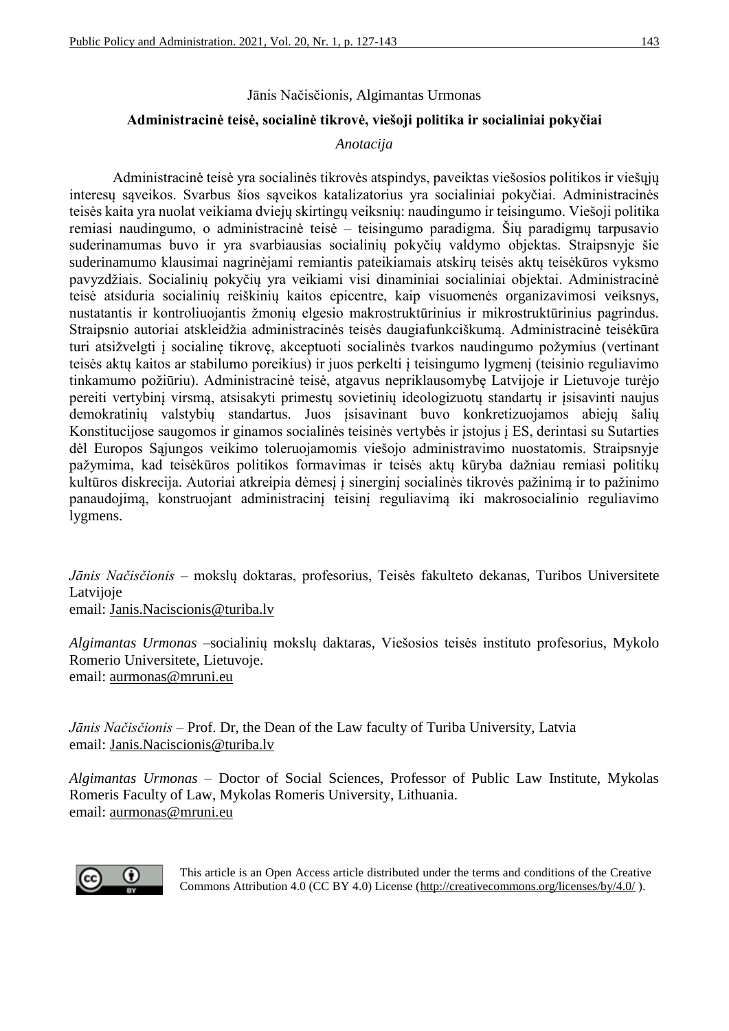Jānis Načisčionis, Algimantas Urmonas

**Administracinė teisė, socialinė tikrovė, viešoji politika ir socialiniai pokyčiai**

*Anotacija*

Administracinė teisė yra socialinės tikrovės atspindys, paveiktas viešosios politikos ir viešųjų interesų sąveikos. Svarbus šios sąveikos katalizatorius yra socialiniai pokyčiai. Administracinės teisės kaita yra nuolat veikiama dviejų skirtingų veiksnių: naudingumo ir teisingumo. Viešoji politika remiasi naudingumo, o administracinė teisė – teisingumo paradigma. Šių paradigmų tarpusavio suderinamumas buvo ir yra svarbiausias socialinių pokyčių valdymo objektas. Straipsnyje šie suderinamumo klausimai nagrinėjami remiantis pateikiamais atskirų teisės aktų teisėkūros vyksmo pavyzdžiais. Socialinių pokyčių yra veikiami visi dinaminiai socialiniai objektai. Administracinė teisė atsiduria socialinių reiškinių kaitos epicentre, kaip visuomenės organizavimosi veiksnys, nustatantis ir kontroliuojantis žmonių elgesio makrostruktūrinius ir mikrostruktūrinius pagrindus. Straipsnio autoriai atskleidžia administracinės teisės daugiafunkciškumą. Administracinė teisėkūra turi atsižvelgti į socialinę tikrovę, akceptuoti socialinės tvarkos naudingumo požymius (vertinant teisės aktų kaitos ar stabilumo poreikius) ir juos perkelti į teisingumo lygmenį (teisinio reguliavimo tinkamumo požiūriu). Administracinė teisė, atgavus nepriklausomybę Latvijoje ir Lietuvoje turėjo pereiti vertybinį virsmą, atsisakyti primestų sovietinių ideologizuotų standartų ir įsisavinti naujus demokratinių valstybių standartus. Juos įsisavinant buvo konkretizuojamos abiejų šalių Konstitucijose saugomos ir ginamos socialinės teisinės vertybės ir įstojus į ES, derintasi su Sutarties dėl Europos Sąjungos veikimo toleruojamomis viešojo administravimo nuostatomis. Straipsnyje pažymima, kad teisėkūros politikos formavimas ir teisės aktų kūryba dažniau remiasi politikų kultūros diskrecija. Autoriai atkreipia dėmesį į sinerginį socialinės tikrovės pažinimą ir to pažinimo panaudojimą, konstruojant administracinį teisinį reguliavimą iki makrosocialinio reguliavimo lygmens.

*Jānis Načisčionis* – mokslų doktaras, profesorius, Teisės fakulteto dekanas, Turibos Universitete Latvijoje
email: Janis.Naciscionis@turiba.lv

*Algimantas Urmonas* –socialinių mokslų daktaras, Viešosios teisės instituto profesorius, Mykolo Romerio Universitete, Lietuvoje.
email: aurmonas@mruni.eu

*Jānis Načisčionis* – Prof. Dr, the Dean of the Law faculty of Turiba University, Latvia
email: Janis.Naciscionis@turiba.lv

*Algimantas Urmonas* – Doctor of Social Sciences, Professor of Public Law Institute, Mykolas Romeris Faculty of Law, Mykolas Romeris University, Lithuania.
email: aurmonas@mruni.eu

This article is an Open Access article distributed under the terms and conditions of the Creative Commons Attribution 4.0 (CC BY 4.0) License (http://creativecommons.org/licenses/by/4.0/ ).